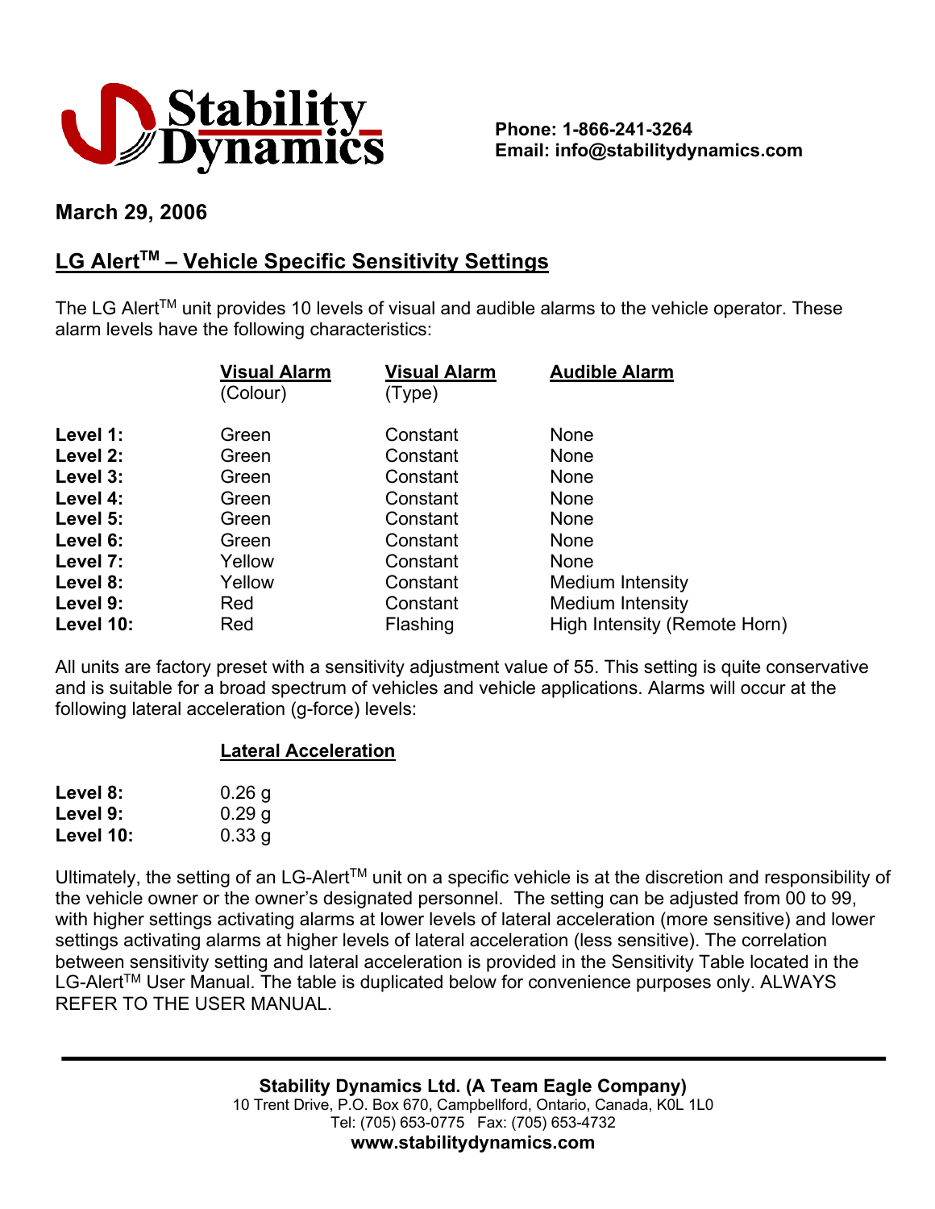**Phone: 1-866-241-3264**
**Email: info@stabilitydynamics.com**

**March 29, 2006**

## LG Alert™ – Vehicle Specific Sensitivity Settings

The LG Alert™ unit provides 10 levels of visual and audible alarms to the vehicle operator. These alarm levels have the following characteristics:

| | Visual Alarm (Colour) | Visual Alarm (Type) | Audible Alarm |
|---|---|---|---|
| **Level 1:** | Green | Constant | None |
| **Level 2:** | Green | Constant | None |
| **Level 3:** | Green | Constant | None |
| **Level 4:** | Green | Constant | None |
| **Level 5:** | Green | Constant | None |
| **Level 6:** | Green | Constant | None |
| **Level 7:** | Yellow | Constant | None |
| **Level 8:** | Yellow | Constant | Medium Intensity |
| **Level 9:** | Red | Constant | Medium Intensity |
| **Level 10:** | Red | Flashing | High Intensity (Remote Horn) |

All units are factory preset with a sensitivity adjustment value of 55. This setting is quite conservative and is suitable for a broad spectrum of vehicles and vehicle applications. Alarms will occur at the following lateral acceleration (g-force) levels:

| | Lateral Acceleration |
|---|---|
| **Level 8:** | 0.26 g |
| **Level 9:** | 0.29 g |
| **Level 10:** | 0.33 g |

Ultimately, the setting of an LG-Alert™ unit on a specific vehicle is at the discretion and responsibility of the vehicle owner or the owner's designated personnel. The setting can be adjusted from 00 to 99, with higher settings activating alarms at lower levels of lateral acceleration (more sensitive) and lower settings activating alarms at higher levels of lateral acceleration (less sensitive). The correlation between sensitivity setting and lateral acceleration is provided in the Sensitivity Table located in the LG-Alert™ User Manual. The table is duplicated below for convenience purposes only. ALWAYS REFER TO THE USER MANUAL.

**Stability Dynamics Ltd. (A Team Eagle Company)**
10 Trent Drive, P.O. Box 670, Campbellford, Ontario, Canada, K0L 1L0
Tel: (705) 653-0775 Fax: (705) 653-4732
**www.stabilitydynamics.com**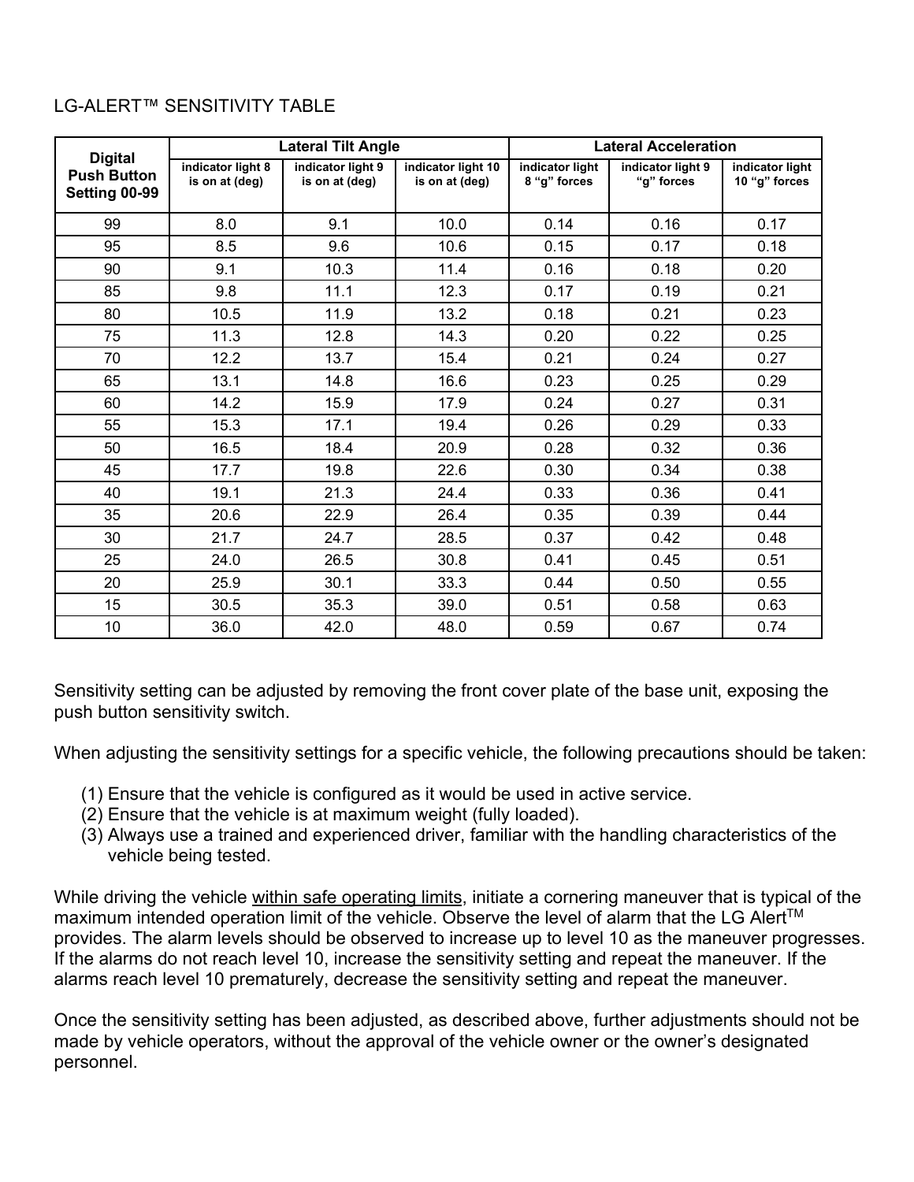LG-ALERT™ SENSITIVITY TABLE

| Digital Push Button Setting 00-99 | Lateral Tilt Angle | | | Lateral Acceleration | | |
|---|---|---|---|---|---|---|
| | indicator light 8 is on at (deg) | indicator light 9 is on at (deg) | indicator light 10 is on at (deg) | indicator light 8 "g" forces | indicator light 9 "g" forces | indicator light 10 "g" forces |
| 99 | 8.0 | 9.1 | 10.0 | 0.14 | 0.16 | 0.17 |
| 95 | 8.5 | 9.6 | 10.6 | 0.15 | 0.17 | 0.18 |
| 90 | 9.1 | 10.3 | 11.4 | 0.16 | 0.18 | 0.20 |
| 85 | 9.8 | 11.1 | 12.3 | 0.17 | 0.19 | 0.21 |
| 80 | 10.5 | 11.9 | 13.2 | 0.18 | 0.21 | 0.23 |
| 75 | 11.3 | 12.8 | 14.3 | 0.20 | 0.22 | 0.25 |
| 70 | 12.2 | 13.7 | 15.4 | 0.21 | 0.24 | 0.27 |
| 65 | 13.1 | 14.8 | 16.6 | 0.23 | 0.25 | 0.29 |
| 60 | 14.2 | 15.9 | 17.9 | 0.24 | 0.27 | 0.31 |
| 55 | 15.3 | 17.1 | 19.4 | 0.26 | 0.29 | 0.33 |
| 50 | 16.5 | 18.4 | 20.9 | 0.28 | 0.32 | 0.36 |
| 45 | 17.7 | 19.8 | 22.6 | 0.30 | 0.34 | 0.38 |
| 40 | 19.1 | 21.3 | 24.4 | 0.33 | 0.36 | 0.41 |
| 35 | 20.6 | 22.9 | 26.4 | 0.35 | 0.39 | 0.44 |
| 30 | 21.7 | 24.7 | 28.5 | 0.37 | 0.42 | 0.48 |
| 25 | 24.0 | 26.5 | 30.8 | 0.41 | 0.45 | 0.51 |
| 20 | 25.9 | 30.1 | 33.3 | 0.44 | 0.50 | 0.55 |
| 15 | 30.5 | 35.3 | 39.0 | 0.51 | 0.58 | 0.63 |
| 10 | 36.0 | 42.0 | 48.0 | 0.59 | 0.67 | 0.74 |

Sensitivity setting can be adjusted by removing the front cover plate of the base unit, exposing the push button sensitivity switch.

When adjusting the sensitivity settings for a specific vehicle, the following precautions should be taken:

(1) Ensure that the vehicle is configured as it would be used in active service.
(2) Ensure that the vehicle is at maximum weight (fully loaded).
(3) Always use a trained and experienced driver, familiar with the handling characteristics of the vehicle being tested.

While driving the vehicle within safe operating limits, initiate a cornering maneuver that is typical of the maximum intended operation limit of the vehicle. Observe the level of alarm that the LG Alert™ provides. The alarm levels should be observed to increase up to level 10 as the maneuver progresses. If the alarms do not reach level 10, increase the sensitivity setting and repeat the maneuver. If the alarms reach level 10 prematurely, decrease the sensitivity setting and repeat the maneuver.

Once the sensitivity setting has been adjusted, as described above, further adjustments should not be made by vehicle operators, without the approval of the vehicle owner or the owner's designated personnel.